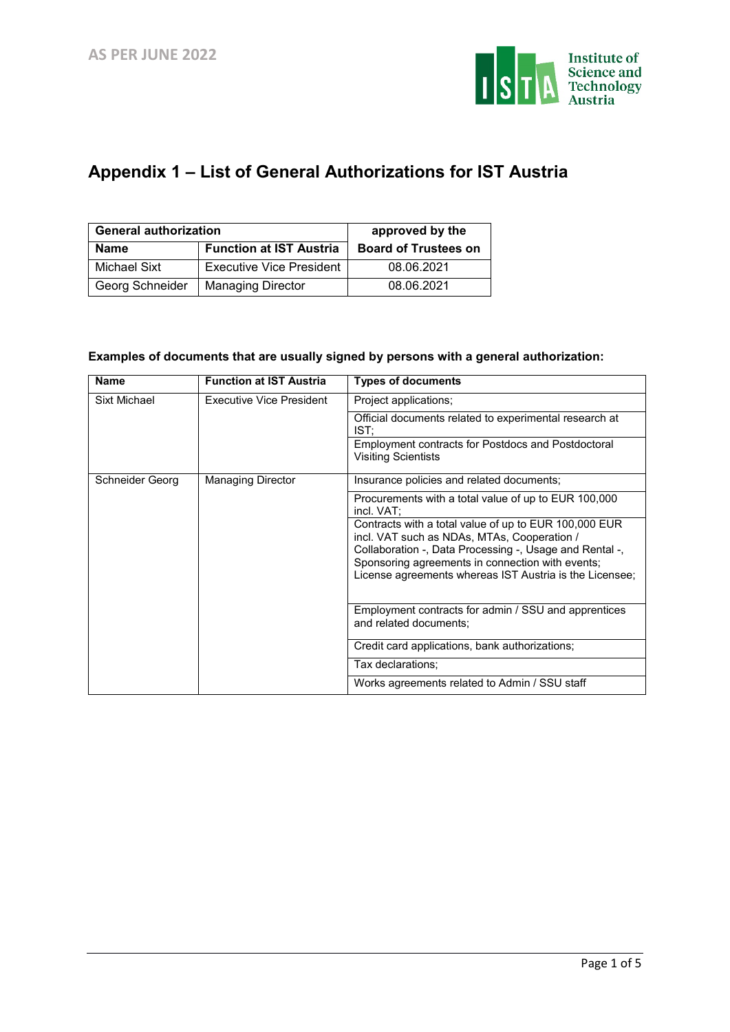AS PER JUNE 2022

# Appendix 1 – List of General Authorizations for IST Austria

| General authorization | | approved by the |
|---|---|---|
| **Name** | **Function at IST Austria** | **Board of Trustees on** |
| Michael Sixt | Executive Vice President | 08.06.2021 |
| Georg Schneider | Managing Director | 08.06.2021 |

**Examples of documents that are usually signed by persons with a general authorization:**

| Name | Function at IST Austria | Types of documents |
|---|---|---|
| Sixt Michael | Executive Vice President | Project applications; |
| | | Official documents related to experimental research at IST; |
| | | Employment contracts for Postdocs and Postdoctoral Visiting Scientists |
| Schneider Georg | Managing Director | Insurance policies and related documents; |
| | | Procurements with a total value of up to EUR 100,000 incl. VAT; |
| | | Contracts with a total value of up to 100,000 EUR incl. VAT such as NDAs, MTAs, Cooperation / Collaboration -, Data Processing -, Usage and Rental -, Sponsoring agreements in connection with events; License agreements whereas IST Austria is the Licensee; |
| | | Employment contracts for admin / SSU and apprentices and related documents; |
| | | Credit card applications, bank authorizations; |
| | | Tax declarations; |
| | | Works agreements related to Admin / SSU staff |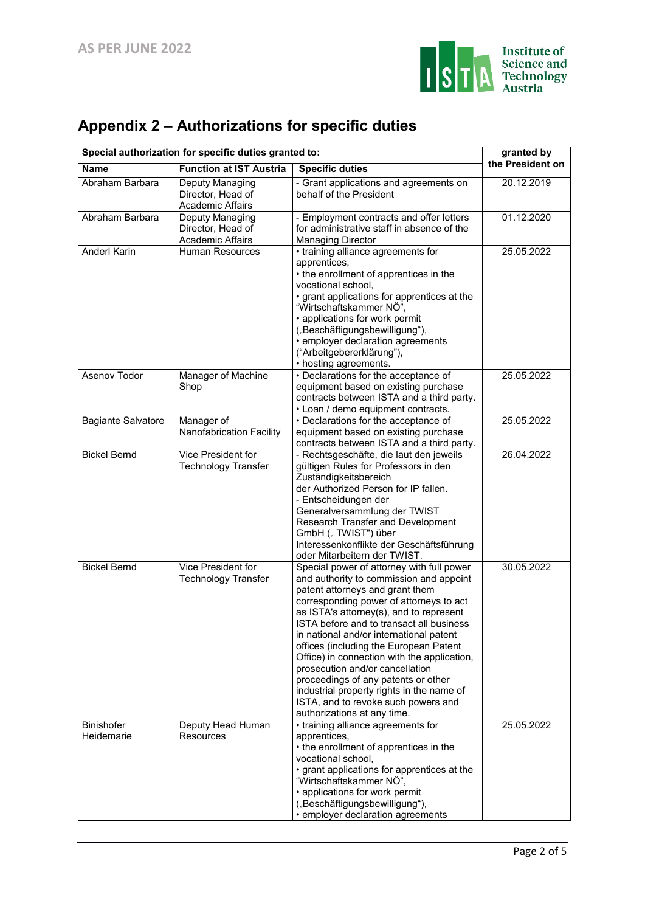AS PER JUNE 2022

# Appendix 2 – Authorizations for specific duties

| Special authorization for specific duties granted to: | | | granted by the President on |
|---|---|---|---|
| **Name** | **Function at IST Austria** | **Specific duties** | |
| Abraham Barbara | Deputy Managing Director, Head of Academic Affairs | - Grant applications and agreements on behalf of the President | 20.12.2019 |
| Abraham Barbara | Deputy Managing Director, Head of Academic Affairs | - Employment contracts and offer letters for administrative staff in absence of the Managing Director | 01.12.2020 |
| Anderl Karin | Human Resources | • training alliance agreements for apprentices,<br>• the enrollment of apprentices in the vocational school,<br>• grant applications for apprentices at the "Wirtschaftskammer NÖ",<br>• applications for work permit („Beschäftigungsbewilligung"),<br>• employer declaration agreements ("Arbeitgebererklärung"),<br>• hosting agreements. | 25.05.2022 |
| Asenov Todor | Manager of Machine Shop | • Declarations for the acceptance of equipment based on existing purchase contracts between ISTA and a third party.<br>• Loan / demo equipment contracts. | 25.05.2022 |
| Bagiante Salvatore | Manager of Nanofabrication Facility | • Declarations for the acceptance of equipment based on existing purchase contracts between ISTA and a third party. | 25.05.2022 |
| Bickel Bernd | Vice President for Technology Transfer | - Rechtsgeschäfte, die laut den jeweils gültigen Rules for Professors in den Zuständigkeitsbereich der Authorized Person for IP fallen.<br>- Entscheidungen der Generalversammlung der TWIST Research Transfer and Development GmbH („ TWIST") über Interessenkonflikte der Geschäftsführung oder Mitarbeitern der TWIST. | 26.04.2022 |
| Bickel Bernd | Vice President for Technology Transfer | Special power of attorney with full power and authority to commission and appoint patent attorneys and grant them corresponding power of attorneys to act as ISTA's attorney(s), and to represent ISTA before and to transact all business in national and/or international patent offices (including the European Patent Office) in connection with the application, prosecution and/or cancellation proceedings of any patents or other industrial property rights in the name of ISTA, and to revoke such powers and authorizations at any time. | 30.05.2022 |
| Binishofer Heidemarie | Deputy Head Human Resources | • training alliance agreements for apprentices,<br>• the enrollment of apprentices in the vocational school,<br>• grant applications for apprentices at the "Wirtschaftskammer NÖ",<br>• applications for work permit („Beschäftigungsbewilligung"),<br>• employer declaration agreements | 25.05.2022 |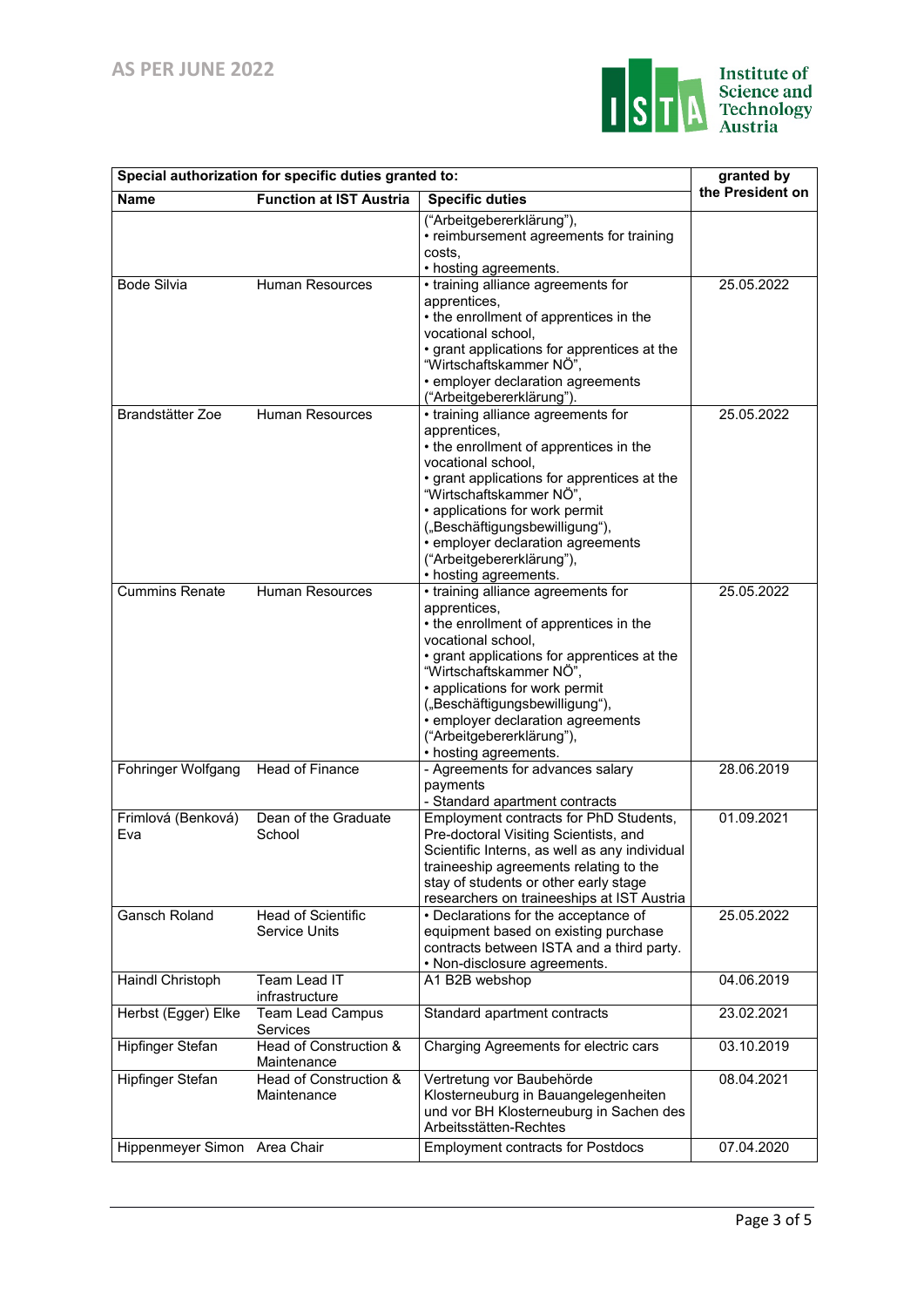AS PER JUNE 2022

| Special authorization for specific duties granted to: | | | granted by the President on |
|---|---|---|---|
| **Name** | **Function at IST Austria** | **Specific duties** | |
| | | ("Arbeitgebererklärung"),<br>• reimbursement agreements for training costs,<br>• hosting agreements. | |
| Bode Silvia | Human Resources | • training alliance agreements for apprentices,<br>• the enrollment of apprentices in the vocational school,<br>• grant applications for apprentices at the "Wirtschaftskammer NÖ",<br>• employer declaration agreements ("Arbeitgebererklärung"). | 25.05.2022 |
| Brandstätter Zoe | Human Resources | • training alliance agreements for apprentices,<br>• the enrollment of apprentices in the vocational school,<br>• grant applications for apprentices at the "Wirtschaftskammer NÖ",<br>• applications for work permit („Beschäftigungsbewilligung"),<br>• employer declaration agreements ("Arbeitgebererklärung"),<br>• hosting agreements. | 25.05.2022 |
| Cummins Renate | Human Resources | • training alliance agreements for apprentices,<br>• the enrollment of apprentices in the vocational school,<br>• grant applications for apprentices at the "Wirtschaftskammer NÖ",<br>• applications for work permit („Beschäftigungsbewilligung"),<br>• employer declaration agreements ("Arbeitgebererklärung"),<br>• hosting agreements. | 25.05.2022 |
| Fohringer Wolfgang | Head of Finance | - Agreements for advances salary payments<br>- Standard apartment contracts | 28.06.2019 |
| Frimlová (Benková) Eva | Dean of the Graduate School | Employment contracts for PhD Students, Pre-doctoral Visiting Scientists, and Scientific Interns, as well as any individual traineeship agreements relating to the stay of students or other early stage researchers on traineeships at IST Austria | 01.09.2021 |
| Gansch Roland | Head of Scientific Service Units | • Declarations for the acceptance of equipment based on existing purchase contracts between ISTA and a third party.<br>• Non-disclosure agreements. | 25.05.2022 |
| Haindl Christoph | Team Lead IT infrastructure | A1 B2B webshop | 04.06.2019 |
| Herbst (Egger) Elke | Team Lead Campus Services | Standard apartment contracts | 23.02.2021 |
| Hipfinger Stefan | Head of Construction & Maintenance | Charging Agreements for electric cars | 03.10.2019 |
| Hipfinger Stefan | Head of Construction & Maintenance | Vertretung vor Baubehörde Klosterneuburg in Bauangelegenheiten und vor BH Klosterneuburg in Sachen des Arbeitsstätten-Rechtes | 08.04.2021 |
| Hippenmeyer Simon | Area Chair | Employment contracts for Postdocs | 07.04.2020 |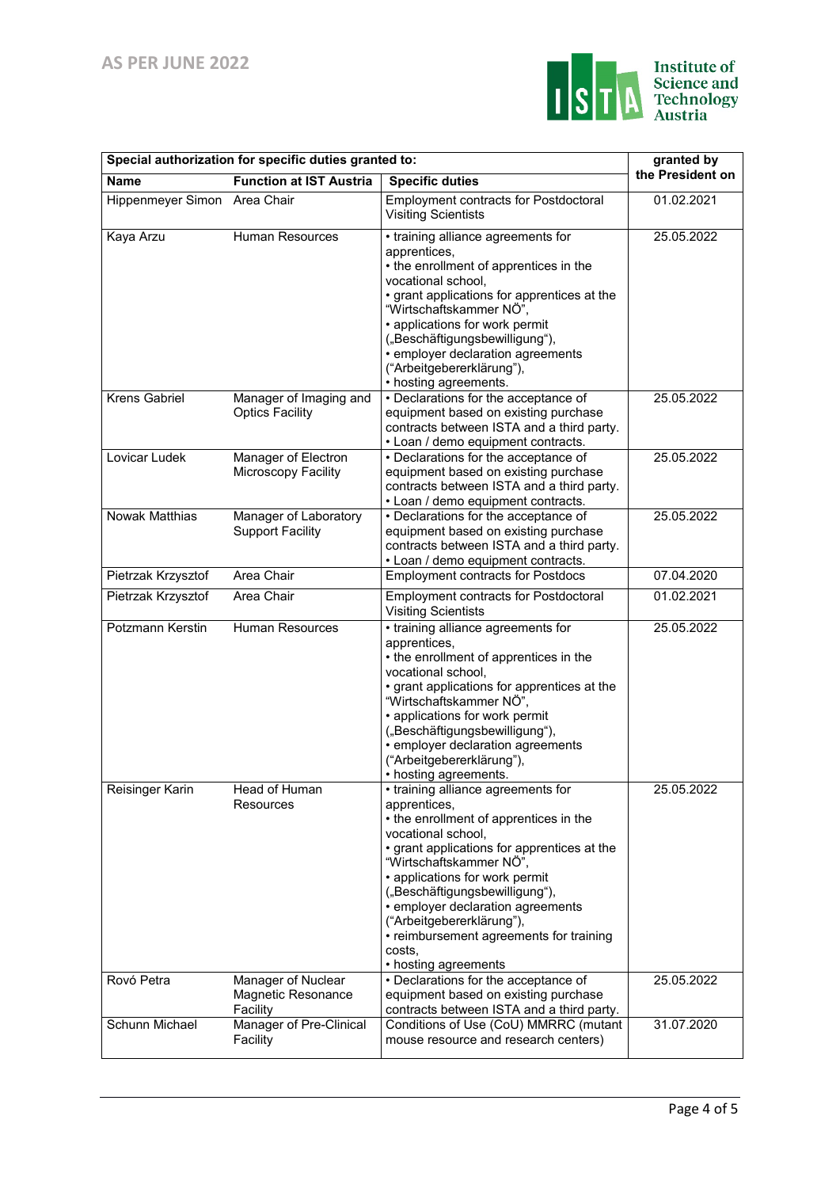AS PER JUNE 2022

| Special authorization for specific duties granted to: | | | granted by the President on |
|---|---|---|---|
| **Name** | **Function at IST Austria** | **Specific duties** | |
| Hippenmeyer Simon | Area Chair | Employment contracts for Postdoctoral Visiting Scientists | 01.02.2021 |
| Kaya Arzu | Human Resources | • training alliance agreements for apprentices,<br>• the enrollment of apprentices in the vocational school,<br>• grant applications for apprentices at the "Wirtschaftskammer NÖ",<br>• applications for work permit („Beschäftigungsbewilligung"),<br>• employer declaration agreements ("Arbeitgebererklärung"),<br>• hosting agreements. | 25.05.2022 |
| Krens Gabriel | Manager of Imaging and Optics Facility | • Declarations for the acceptance of equipment based on existing purchase contracts between ISTA and a third party.<br>• Loan / demo equipment contracts. | 25.05.2022 |
| Lovicar Ludek | Manager of Electron Microscopy Facility | • Declarations for the acceptance of equipment based on existing purchase contracts between ISTA and a third party.<br>• Loan / demo equipment contracts. | 25.05.2022 |
| Nowak Matthias | Manager of Laboratory Support Facility | • Declarations for the acceptance of equipment based on existing purchase contracts between ISTA and a third party.<br>• Loan / demo equipment contracts. | 25.05.2022 |
| Pietrzak Krzysztof | Area Chair | Employment contracts for Postdocs | 07.04.2020 |
| Pietrzak Krzysztof | Area Chair | Employment contracts for Postdoctoral Visiting Scientists | 01.02.2021 |
| Potzmann Kerstin | Human Resources | • training alliance agreements for apprentices,<br>• the enrollment of apprentices in the vocational school,<br>• grant applications for apprentices at the "Wirtschaftskammer NÖ",<br>• applications for work permit („Beschäftigungsbewilligung"),<br>• employer declaration agreements ("Arbeitgebererklärung"),<br>• hosting agreements. | 25.05.2022 |
| Reisinger Karin | Head of Human Resources | • training alliance agreements for apprentices,<br>• the enrollment of apprentices in the vocational school,<br>• grant applications for apprentices at the "Wirtschaftskammer NÖ",<br>• applications for work permit („Beschäftigungsbewilligung"),<br>• employer declaration agreements ("Arbeitgebererklärung"),<br>• reimbursement agreements for training costs,<br>• hosting agreements | 25.05.2022 |
| Rovó Petra | Manager of Nuclear Magnetic Resonance Facility | • Declarations for the acceptance of equipment based on existing purchase contracts between ISTA and a third party. | 25.05.2022 |
| Schunn Michael | Manager of Pre-Clinical Facility | Conditions of Use (CoU) MMRRC (mutant mouse resource and research centers) | 31.07.2020 |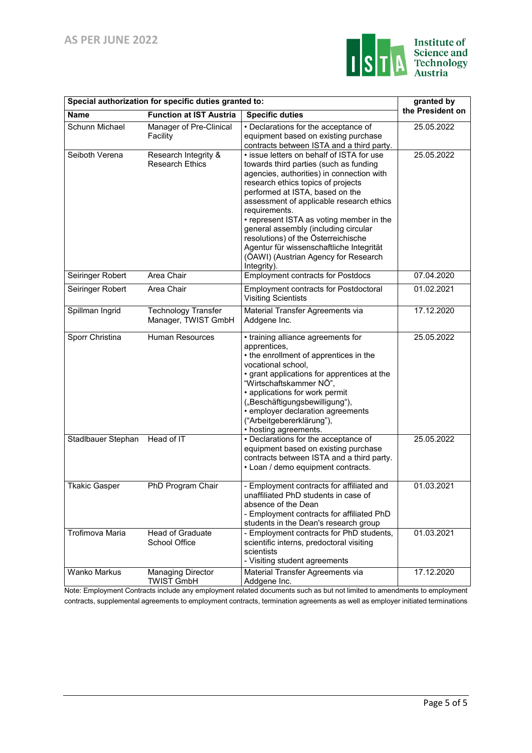AS PER JUNE 2022

| Special authorization for specific duties granted to: | | | granted by the President on |
|---|---|---|---|
| **Name** | **Function at IST Austria** | **Specific duties** | |
| Schunn Michael | Manager of Pre-Clinical Facility | • Declarations for the acceptance of equipment based on existing purchase contracts between ISTA and a third party. | 25.05.2022 |
| Seiboth Verena | Research Integrity & Research Ethics | • issue letters on behalf of ISTA for use towards third parties (such as funding agencies, authorities) in connection with research ethics topics of projects performed at ISTA, based on the assessment of applicable research ethics requirements. <br> • represent ISTA as voting member in the general assembly (including circular resolutions) of the Österreichische Agentur für wissenschaftliche Integrität (ÖAWI) (Austrian Agency for Research Integrity). | 25.05.2022 |
| Seiringer Robert | Area Chair | Employment contracts for Postdocs | 07.04.2020 |
| Seiringer Robert | Area Chair | Employment contracts for Postdoctoral Visiting Scientists | 01.02.2021 |
| Spillman Ingrid | Technology Transfer Manager, TWIST GmbH | Material Transfer Agreements via Addgene Inc. | 17.12.2020 |
| Sporr Christina | Human Resources | • training alliance agreements for apprentices, <br> • the enrollment of apprentices in the vocational school, <br> • grant applications for apprentices at the "Wirtschaftskammer NÖ", <br> • applications for work permit („Beschäftigungsbewilligung"), <br> • employer declaration agreements ("Arbeitgebererklärung"), <br> • hosting agreements. | 25.05.2022 |
| Stadlbauer Stephan | Head of IT | • Declarations for the acceptance of equipment based on existing purchase contracts between ISTA and a third party. <br> • Loan / demo equipment contracts. | 25.05.2022 |
| Tkakic Gasper | PhD Program Chair | - Employment contracts for affiliated and unaffiliated PhD students in case of absence of the Dean <br> - Employment contracts for affiliated PhD students in the Dean's research group | 01.03.2021 |
| Trofimova Maria | Head of Graduate School Office | - Employment contracts for PhD students, scientific interns, predoctoral visiting scientists <br> - Visiting student agreements | 01.03.2021 |
| Wanko Markus | Managing Director TWIST GmbH | Material Transfer Agreements via Addgene Inc. | 17.12.2020 |

Note: Employment Contracts include any employment related documents such as but not limited to amendments to employment contracts, supplemental agreements to employment contracts, termination agreements as well as employer initiated terminations